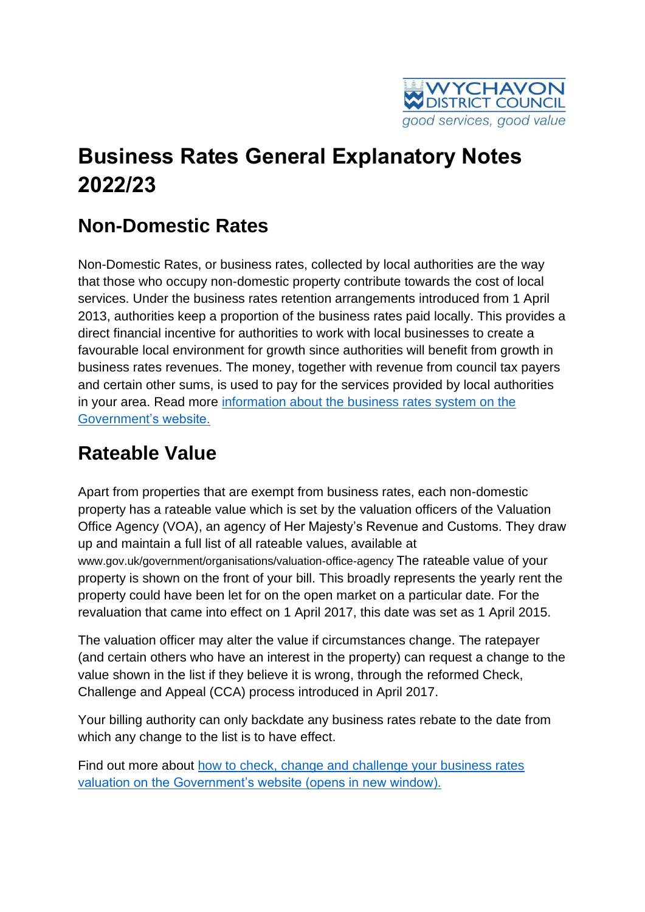# Business Rates General Explanatory Notes 2022/23

## Non-Domestic Rates

Non-Domestic Rates, or business rates, collected by local authorities are the way that those who occupy non-domestic property contribute towards the cost of local services. Under the business rates retention arrangements introduced from 1 April 2013, authorities keep a proportion of the business rates paid locally. This provides a direct financial incentive for authorities to work with local businesses to create a favourable local environment for growth since authorities will benefit from growth in business rates revenues. The money, together with revenue from council tax payers and certain other sums, is used to pay for the services provided by local authorities in your area. Read more information about the business rates system on the Government's website.

## Rateable Value

Apart from properties that are exempt from business rates, each non-domestic property has a rateable value which is set by the valuation officers of the Valuation Office Agency (VOA), an agency of Her Majesty's Revenue and Customs. They draw up and maintain a full list of all rateable values, available at www.gov.uk/government/organisations/valuation-office-agency The rateable value of your property is shown on the front of your bill. This broadly represents the yearly rent the property could have been let for on the open market on a particular date. For the revaluation that came into effect on 1 April 2017, this date was set as 1 April 2015.

The valuation officer may alter the value if circumstances change. The ratepayer (and certain others who have an interest in the property) can request a change to the value shown in the list if they believe it is wrong, through the reformed Check, Challenge and Appeal (CCA) process introduced in April 2017.

Your billing authority can only backdate any business rates rebate to the date from which any change to the list is to have effect.

Find out more about how to check, change and challenge your business rates valuation on the Government's website (opens in new window).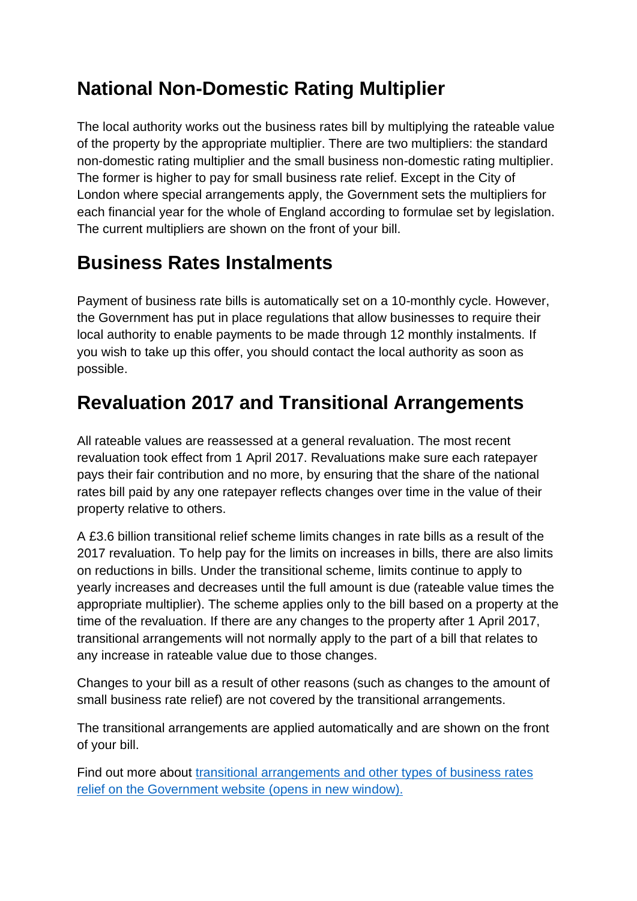## National Non-Domestic Rating Multiplier

The local authority works out the business rates bill by multiplying the rateable value of the property by the appropriate multiplier. There are two multipliers: the standard non-domestic rating multiplier and the small business non-domestic rating multiplier. The former is higher to pay for small business rate relief. Except in the City of London where special arrangements apply, the Government sets the multipliers for each financial year for the whole of England according to formulae set by legislation. The current multipliers are shown on the front of your bill.

## Business Rates Instalments

Payment of business rate bills is automatically set on a 10-monthly cycle. However, the Government has put in place regulations that allow businesses to require their local authority to enable payments to be made through 12 monthly instalments. If you wish to take up this offer, you should contact the local authority as soon as possible.

## Revaluation 2017 and Transitional Arrangements

All rateable values are reassessed at a general revaluation. The most recent revaluation took effect from 1 April 2017. Revaluations make sure each ratepayer pays their fair contribution and no more, by ensuring that the share of the national rates bill paid by any one ratepayer reflects changes over time in the value of their property relative to others.

A £3.6 billion transitional relief scheme limits changes in rate bills as a result of the 2017 revaluation. To help pay for the limits on increases in bills, there are also limits on reductions in bills. Under the transitional scheme, limits continue to apply to yearly increases and decreases until the full amount is due (rateable value times the appropriate multiplier). The scheme applies only to the bill based on a property at the time of the revaluation. If there are any changes to the property after 1 April 2017, transitional arrangements will not normally apply to the part of a bill that relates to any increase in rateable value due to those changes.

Changes to your bill as a result of other reasons (such as changes to the amount of small business rate relief) are not covered by the transitional arrangements.

The transitional arrangements are applied automatically and are shown on the front of your bill.

Find out more about [transitional arrangements and other types of business rates relief on the Government website (opens in new window).]()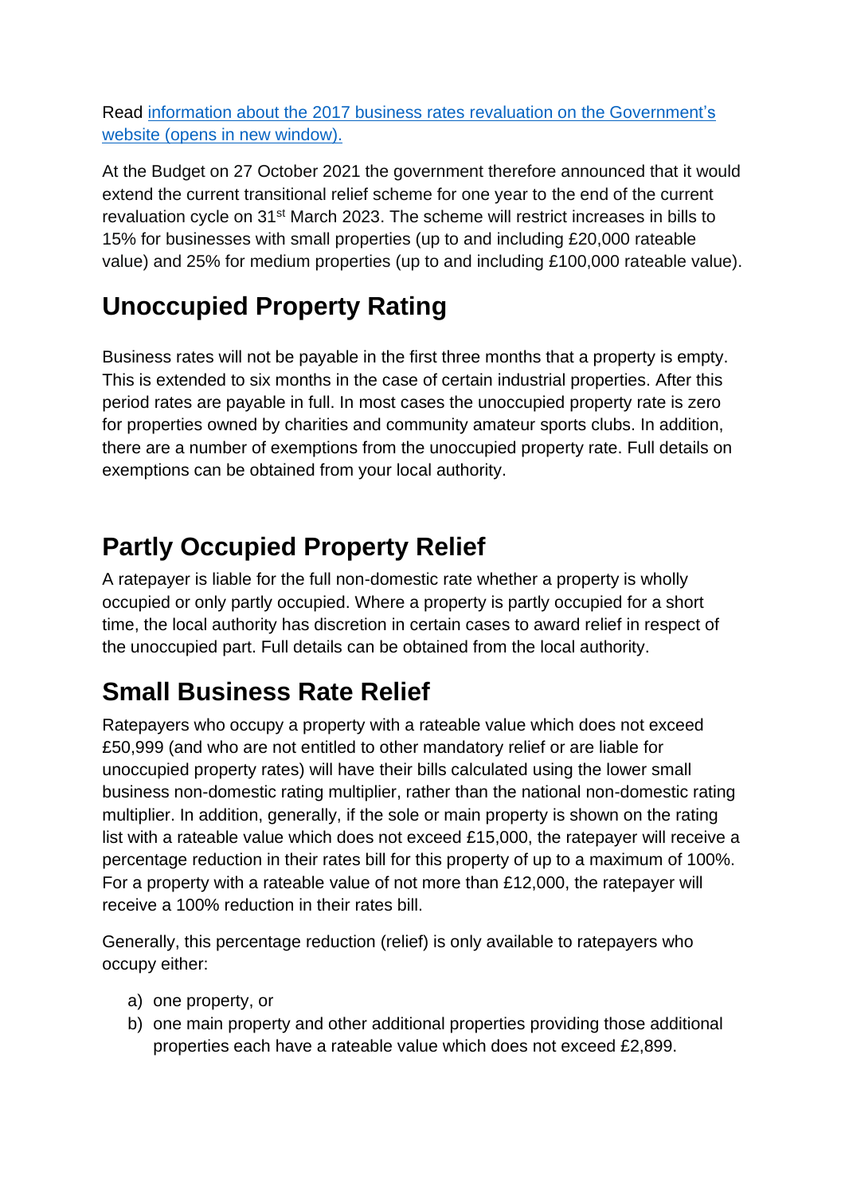Read [information about the 2017 business rates revaluation on the Government's website (opens in new window).]()

At the Budget on 27 October 2021 the government therefore announced that it would extend the current transitional relief scheme for one year to the end of the current revaluation cycle on 31st March 2023. The scheme will restrict increases in bills to 15% for businesses with small properties (up to and including £20,000 rateable value) and 25% for medium properties (up to and including £100,000 rateable value).

## Unoccupied Property Rating

Business rates will not be payable in the first three months that a property is empty. This is extended to six months in the case of certain industrial properties. After this period rates are payable in full. In most cases the unoccupied property rate is zero for properties owned by charities and community amateur sports clubs. In addition, there are a number of exemptions from the unoccupied property rate. Full details on exemptions can be obtained from your local authority.

## Partly Occupied Property Relief

A ratepayer is liable for the full non-domestic rate whether a property is wholly occupied or only partly occupied. Where a property is partly occupied for a short time, the local authority has discretion in certain cases to award relief in respect of the unoccupied part. Full details can be obtained from the local authority.

## Small Business Rate Relief

Ratepayers who occupy a property with a rateable value which does not exceed £50,999 (and who are not entitled to other mandatory relief or are liable for unoccupied property rates) will have their bills calculated using the lower small business non-domestic rating multiplier, rather than the national non-domestic rating multiplier. In addition, generally, if the sole or main property is shown on the rating list with a rateable value which does not exceed £15,000, the ratepayer will receive a percentage reduction in their rates bill for this property of up to a maximum of 100%. For a property with a rateable value of not more than £12,000, the ratepayer will receive a 100% reduction in their rates bill.

Generally, this percentage reduction (relief) is only available to ratepayers who occupy either:

a) one property, or
b) one main property and other additional properties providing those additional properties each have a rateable value which does not exceed £2,899.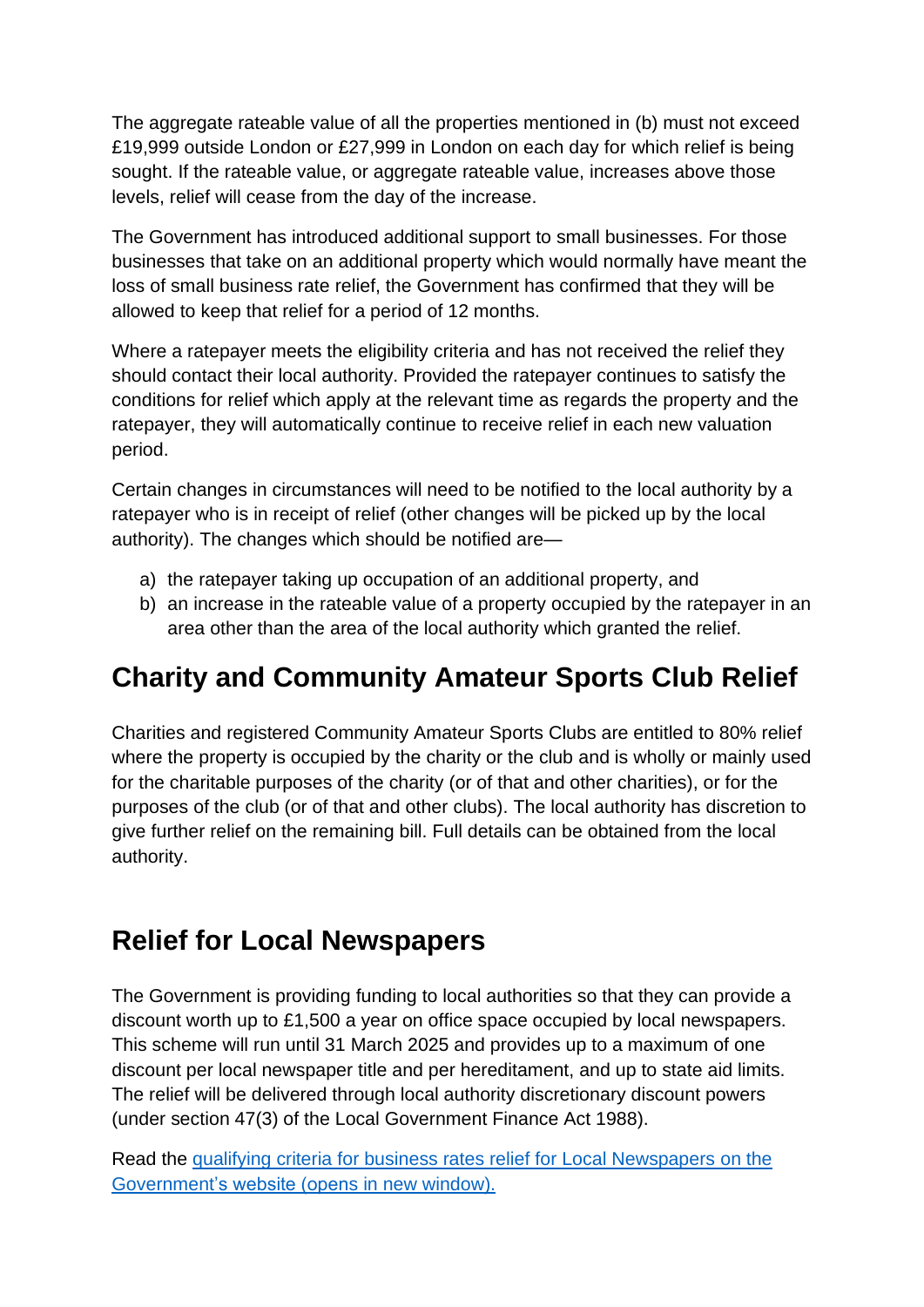The aggregate rateable value of all the properties mentioned in (b) must not exceed £19,999 outside London or £27,999 in London on each day for which relief is being sought. If the rateable value, or aggregate rateable value, increases above those levels, relief will cease from the day of the increase.

The Government has introduced additional support to small businesses. For those businesses that take on an additional property which would normally have meant the loss of small business rate relief, the Government has confirmed that they will be allowed to keep that relief for a period of 12 months.

Where a ratepayer meets the eligibility criteria and has not received the relief they should contact their local authority. Provided the ratepayer continues to satisfy the conditions for relief which apply at the relevant time as regards the property and the ratepayer, they will automatically continue to receive relief in each new valuation period.

Certain changes in circumstances will need to be notified to the local authority by a ratepayer who is in receipt of relief (other changes will be picked up by the local authority). The changes which should be notified are—

a) the ratepayer taking up occupation of an additional property, and
b) an increase in the rateable value of a property occupied by the ratepayer in an area other than the area of the local authority which granted the relief.

## Charity and Community Amateur Sports Club Relief

Charities and registered Community Amateur Sports Clubs are entitled to 80% relief where the property is occupied by the charity or the club and is wholly or mainly used for the charitable purposes of the charity (or of that and other charities), or for the purposes of the club (or of that and other clubs). The local authority has discretion to give further relief on the remaining bill. Full details can be obtained from the local authority.

## Relief for Local Newspapers

The Government is providing funding to local authorities so that they can provide a discount worth up to £1,500 a year on office space occupied by local newspapers. This scheme will run until 31 March 2025 and provides up to a maximum of one discount per local newspaper title and per hereditament, and up to state aid limits. The relief will be delivered through local authority discretionary discount powers (under section 47(3) of the Local Government Finance Act 1988).

Read the [qualifying criteria for business rates relief for Local Newspapers on the Government's website (opens in new window).]()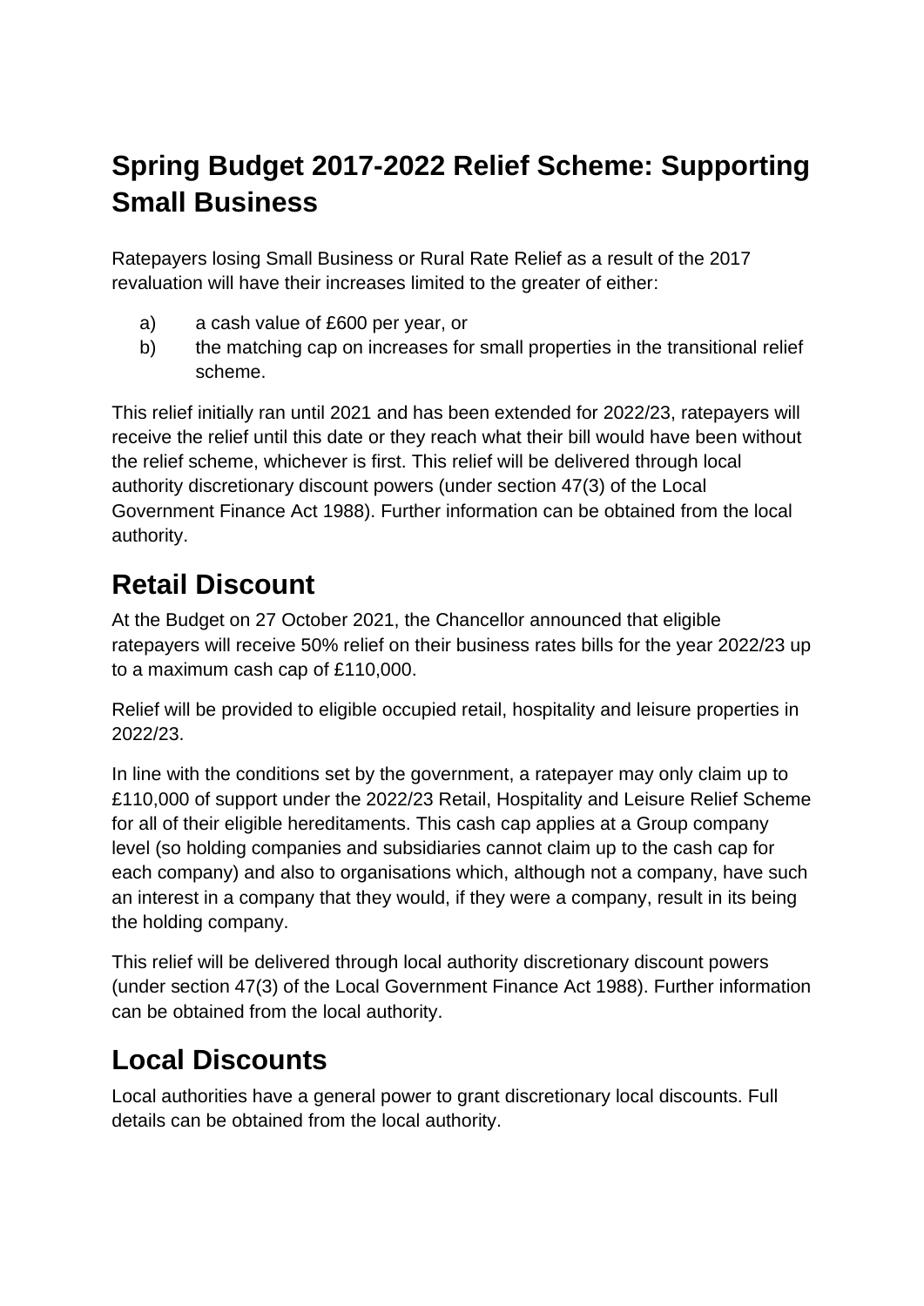## Spring Budget 2017-2022 Relief Scheme: Supporting Small Business

Ratepayers losing Small Business or Rural Rate Relief as a result of the 2017 revaluation will have their increases limited to the greater of either:

a) a cash value of £600 per year, or
b) the matching cap on increases for small properties in the transitional relief scheme.

This relief initially ran until 2021 and has been extended for 2022/23, ratepayers will receive the relief until this date or they reach what their bill would have been without the relief scheme, whichever is first. This relief will be delivered through local authority discretionary discount powers (under section 47(3) of the Local Government Finance Act 1988). Further information can be obtained from the local authority.

# Retail Discount

At the Budget on 27 October 2021, the Chancellor announced that eligible ratepayers will receive 50% relief on their business rates bills for the year 2022/23 up to a maximum cash cap of £110,000.

Relief will be provided to eligible occupied retail, hospitality and leisure properties in 2022/23.

In line with the conditions set by the government, a ratepayer may only claim up to £110,000 of support under the 2022/23 Retail, Hospitality and Leisure Relief Scheme for all of their eligible hereditaments. This cash cap applies at a Group company level (so holding companies and subsidiaries cannot claim up to the cash cap for each company) and also to organisations which, although not a company, have such an interest in a company that they would, if they were a company, result in its being the holding company.

This relief will be delivered through local authority discretionary discount powers (under section 47(3) of the Local Government Finance Act 1988). Further information can be obtained from the local authority.

# Local Discounts

Local authorities have a general power to grant discretionary local discounts. Full details can be obtained from the local authority.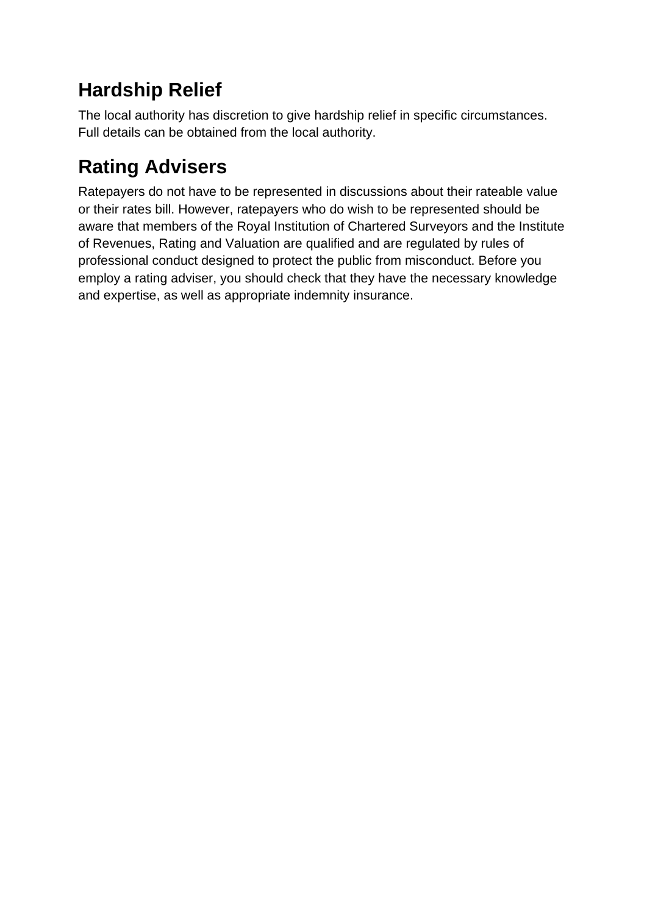## Hardship Relief

The local authority has discretion to give hardship relief in specific circumstances. Full details can be obtained from the local authority.

## Rating Advisers

Ratepayers do not have to be represented in discussions about their rateable value or their rates bill. However, ratepayers who do wish to be represented should be aware that members of the Royal Institution of Chartered Surveyors and the Institute of Revenues, Rating and Valuation are qualified and are regulated by rules of professional conduct designed to protect the public from misconduct. Before you employ a rating adviser, you should check that they have the necessary knowledge and expertise, as well as appropriate indemnity insurance.